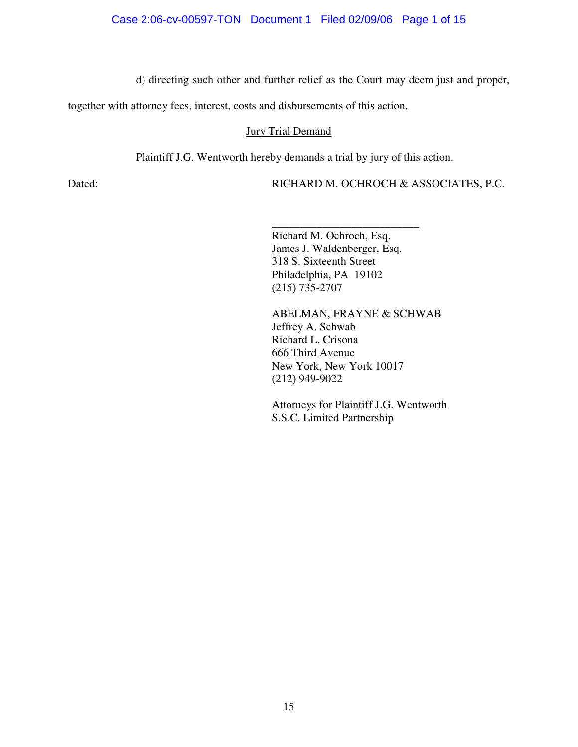d) directing such other and further relief as the Court may deem just and proper, together with attorney fees, interest, costs and disbursements of this action.

Jury Trial Demand

Plaintiff J.G. Wentworth hereby demands a trial by jury of this action.

Dated:

RICHARD M. OCHROCH & ASSOCIATES, P.C.

\_\_\_\_\_\_\_\_\_\_\_\_\_\_\_\_\_\_\_\_\_\_\_\_\_\_

Richard M. Ochroch, Esq.
James J. Waldenberger, Esq.
318 S. Sixteenth Street
Philadelphia, PA 19102
(215) 735-2707

ABELMAN, FRAYNE & SCHWAB
Jeffrey A. Schwab
Richard L. Crisona
666 Third Avenue
New York, New York 10017
(212) 949-9022

Attorneys for Plaintiff J.G. Wentworth S.S.C. Limited Partnership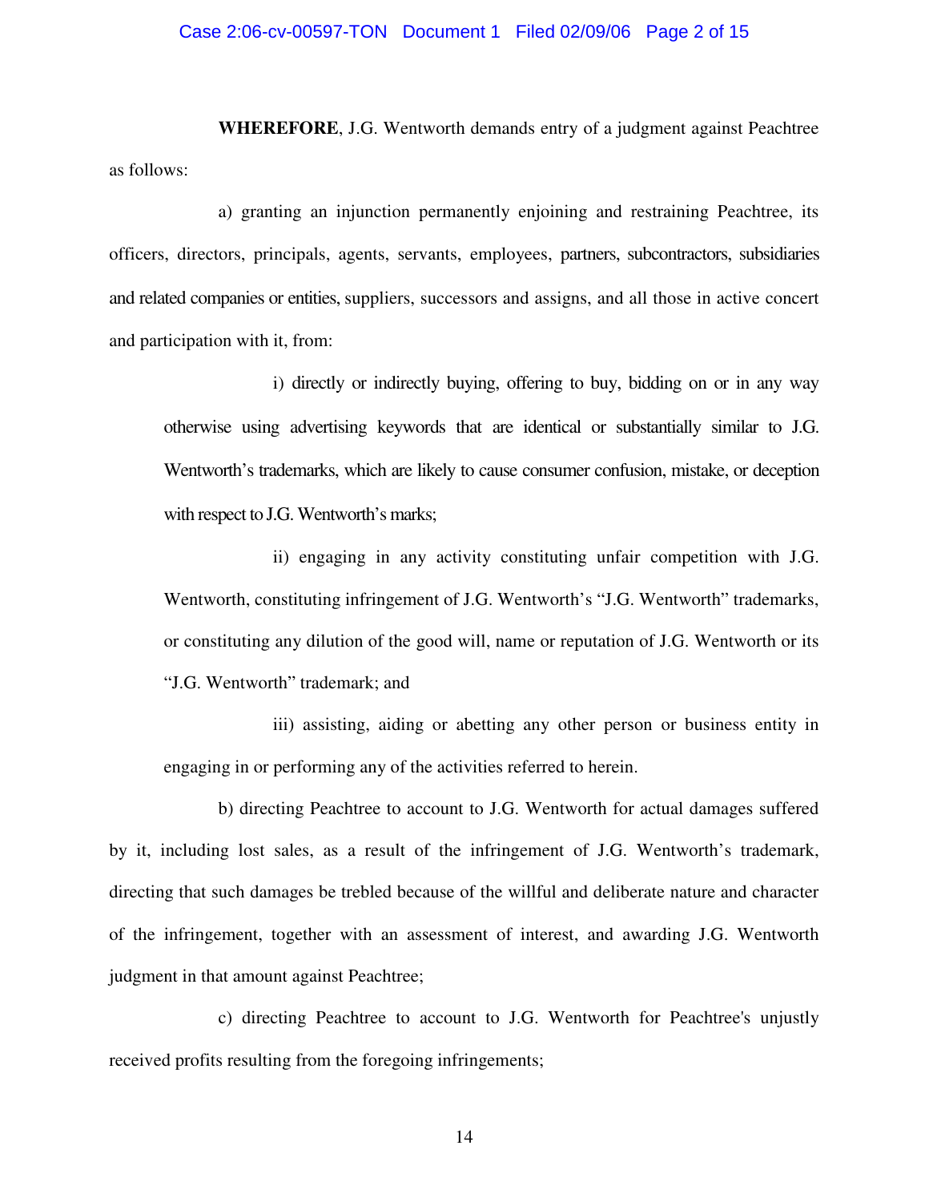**WHEREFORE**, J.G. Wentworth demands entry of a judgment against Peachtree as follows:

a) granting an injunction permanently enjoining and restraining Peachtree, its officers, directors, principals, agents, servants, employees, partners, subcontractors, subsidiaries and related companies or entities, suppliers, successors and assigns, and all those in active concert and participation with it, from:

i) directly or indirectly buying, offering to buy, bidding on or in any way otherwise using advertising keywords that are identical or substantially similar to J.G. Wentworth's trademarks, which are likely to cause consumer confusion, mistake, or deception with respect to J.G. Wentworth's marks;

ii) engaging in any activity constituting unfair competition with J.G. Wentworth, constituting infringement of J.G. Wentworth's "J.G. Wentworth" trademarks, or constituting any dilution of the good will, name or reputation of J.G. Wentworth or its "J.G. Wentworth" trademark; and

iii) assisting, aiding or abetting any other person or business entity in engaging in or performing any of the activities referred to herein.

b) directing Peachtree to account to J.G. Wentworth for actual damages suffered by it, including lost sales, as a result of the infringement of J.G. Wentworth's trademark, directing that such damages be trebled because of the willful and deliberate nature and character of the infringement, together with an assessment of interest, and awarding J.G. Wentworth judgment in that amount against Peachtree;

c) directing Peachtree to account to J.G. Wentworth for Peachtree's unjustly received profits resulting from the foregoing infringements;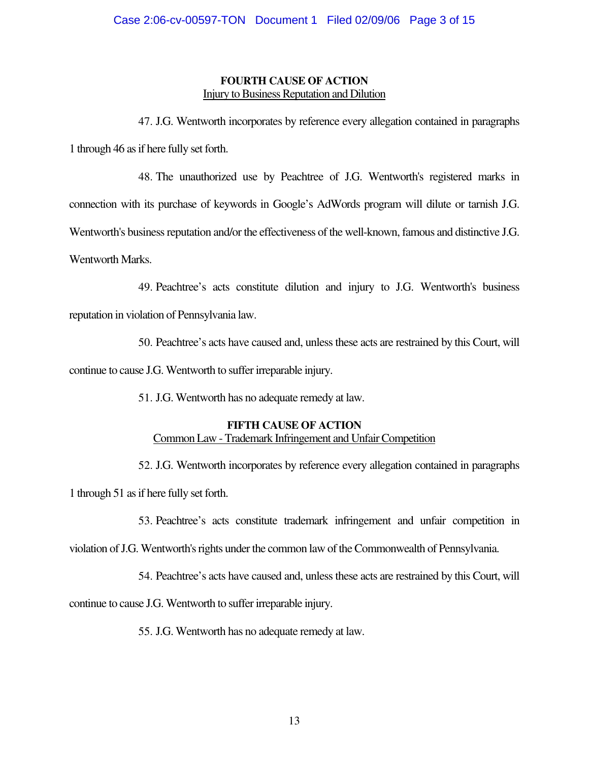**FOURTH CAUSE OF ACTION**
Injury to Business Reputation and Dilution

47. J.G. Wentworth incorporates by reference every allegation contained in paragraphs 1 through 46 as if here fully set forth.

48. The unauthorized use by Peachtree of J.G. Wentworth's registered marks in connection with its purchase of keywords in Google's AdWords program will dilute or tarnish J.G. Wentworth's business reputation and/or the effectiveness of the well-known, famous and distinctive J.G. Wentworth Marks.

49. Peachtree's acts constitute dilution and injury to J.G. Wentworth's business reputation in violation of Pennsylvania law.

50. Peachtree's acts have caused and, unless these acts are restrained by this Court, will continue to cause J.G. Wentworth to suffer irreparable injury.

51. J.G. Wentworth has no adequate remedy at law.

**FIFTH CAUSE OF ACTION**
Common Law - Trademark Infringement and Unfair Competition

52. J.G. Wentworth incorporates by reference every allegation contained in paragraphs 1 through 51 as if here fully set forth.

53. Peachtree's acts constitute trademark infringement and unfair competition in violation of J.G. Wentworth's rights under the common law of the Commonwealth of Pennsylvania.

54. Peachtree's acts have caused and, unless these acts are restrained by this Court, will continue to cause J.G. Wentworth to suffer irreparable injury.

55. J.G. Wentworth has no adequate remedy at law.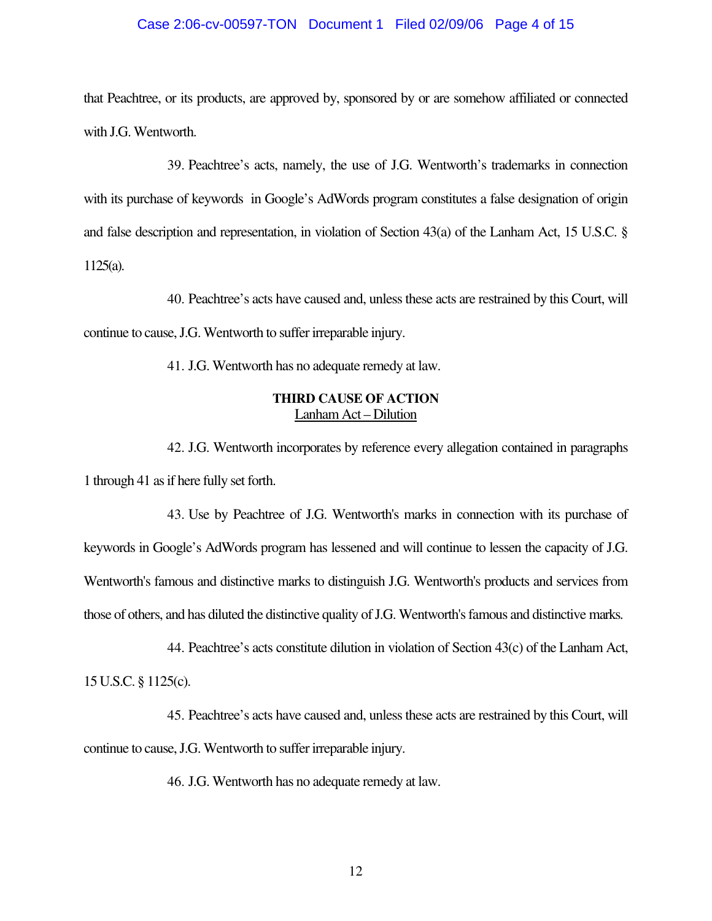that Peachtree, or its products, are approved by, sponsored by or are somehow affiliated or connected with J.G. Wentworth.

39. Peachtree's acts, namely, the use of J.G. Wentworth's trademarks in connection with its purchase of keywords in Google's AdWords program constitutes a false designation of origin and false description and representation, in violation of Section 43(a) of the Lanham Act, 15 U.S.C. § 1125(a).

40. Peachtree's acts have caused and, unless these acts are restrained by this Court, will continue to cause, J.G. Wentworth to suffer irreparable injury.

41. J.G. Wentworth has no adequate remedy at law.

**THIRD CAUSE OF ACTION**
Lanham Act – Dilution

42. J.G. Wentworth incorporates by reference every allegation contained in paragraphs 1 through 41 as if here fully set forth.

43. Use by Peachtree of J.G. Wentworth's marks in connection with its purchase of keywords in Google's AdWords program has lessened and will continue to lessen the capacity of J.G. Wentworth's famous and distinctive marks to distinguish J.G. Wentworth's products and services from those of others, and has diluted the distinctive quality of J.G. Wentworth's famous and distinctive marks.

44. Peachtree's acts constitute dilution in violation of Section 43(c) of the Lanham Act, 15 U.S.C. § 1125(c).

45. Peachtree's acts have caused and, unless these acts are restrained by this Court, will continue to cause, J.G. Wentworth to suffer irreparable injury.

46. J.G. Wentworth has no adequate remedy at law.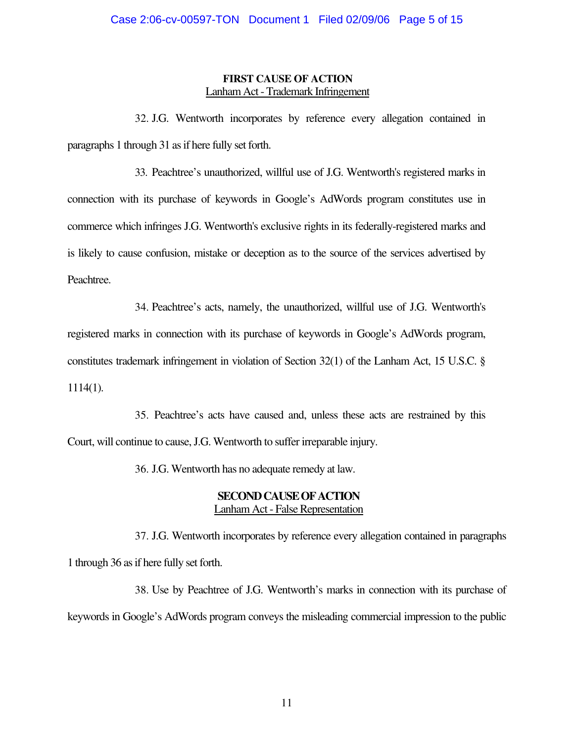**FIRST CAUSE OF ACTION**

Lanham Act - Trademark Infringement

32. J.G. Wentworth incorporates by reference every allegation contained in paragraphs 1 through 31 as if here fully set forth.

33. Peachtree's unauthorized, willful use of J.G. Wentworth's registered marks in connection with its purchase of keywords in Google's AdWords program constitutes use in commerce which infringes J.G. Wentworth's exclusive rights in its federally-registered marks and is likely to cause confusion, mistake or deception as to the source of the services advertised by Peachtree.

34. Peachtree's acts, namely, the unauthorized, willful use of J.G. Wentworth's registered marks in connection with its purchase of keywords in Google's AdWords program, constitutes trademark infringement in violation of Section 32(1) of the Lanham Act, 15 U.S.C. § 1114(1).

35. Peachtree's acts have caused and, unless these acts are restrained by this Court, will continue to cause, J.G. Wentworth to suffer irreparable injury.

36. J.G. Wentworth has no adequate remedy at law.

**SECOND CAUSE OF ACTION**

Lanham Act - False Representation

37. J.G. Wentworth incorporates by reference every allegation contained in paragraphs 1 through 36 as if here fully set forth.

38. Use by Peachtree of J.G. Wentworth's marks in connection with its purchase of keywords in Google's AdWords program conveys the misleading commercial impression to the public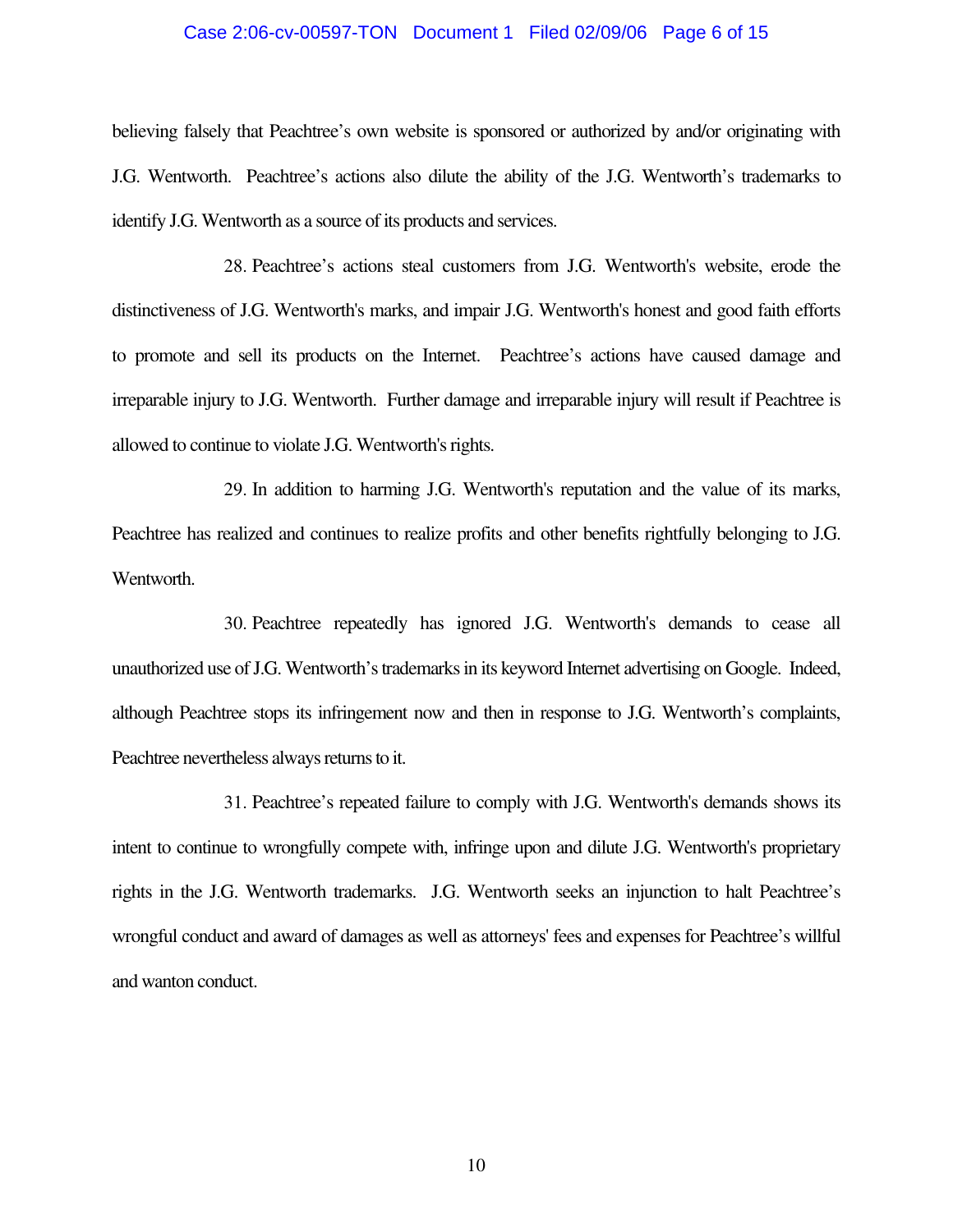believing falsely that Peachtree's own website is sponsored or authorized by and/or originating with J.G. Wentworth. Peachtree's actions also dilute the ability of the J.G. Wentworth's trademarks to identify J.G. Wentworth as a source of its products and services.

28. Peachtree's actions steal customers from J.G. Wentworth's website, erode the distinctiveness of J.G. Wentworth's marks, and impair J.G. Wentworth's honest and good faith efforts to promote and sell its products on the Internet. Peachtree's actions have caused damage and irreparable injury to J.G. Wentworth. Further damage and irreparable injury will result if Peachtree is allowed to continue to violate J.G. Wentworth's rights.

29. In addition to harming J.G. Wentworth's reputation and the value of its marks, Peachtree has realized and continues to realize profits and other benefits rightfully belonging to J.G. Wentworth.

30. Peachtree repeatedly has ignored J.G. Wentworth's demands to cease all unauthorized use of J.G. Wentworth's trademarks in its keyword Internet advertising on Google. Indeed, although Peachtree stops its infringement now and then in response to J.G. Wentworth's complaints, Peachtree nevertheless always returns to it.

31. Peachtree's repeated failure to comply with J.G. Wentworth's demands shows its intent to continue to wrongfully compete with, infringe upon and dilute J.G. Wentworth's proprietary rights in the J.G. Wentworth trademarks. J.G. Wentworth seeks an injunction to halt Peachtree's wrongful conduct and award of damages as well as attorneys' fees and expenses for Peachtree's willful and wanton conduct.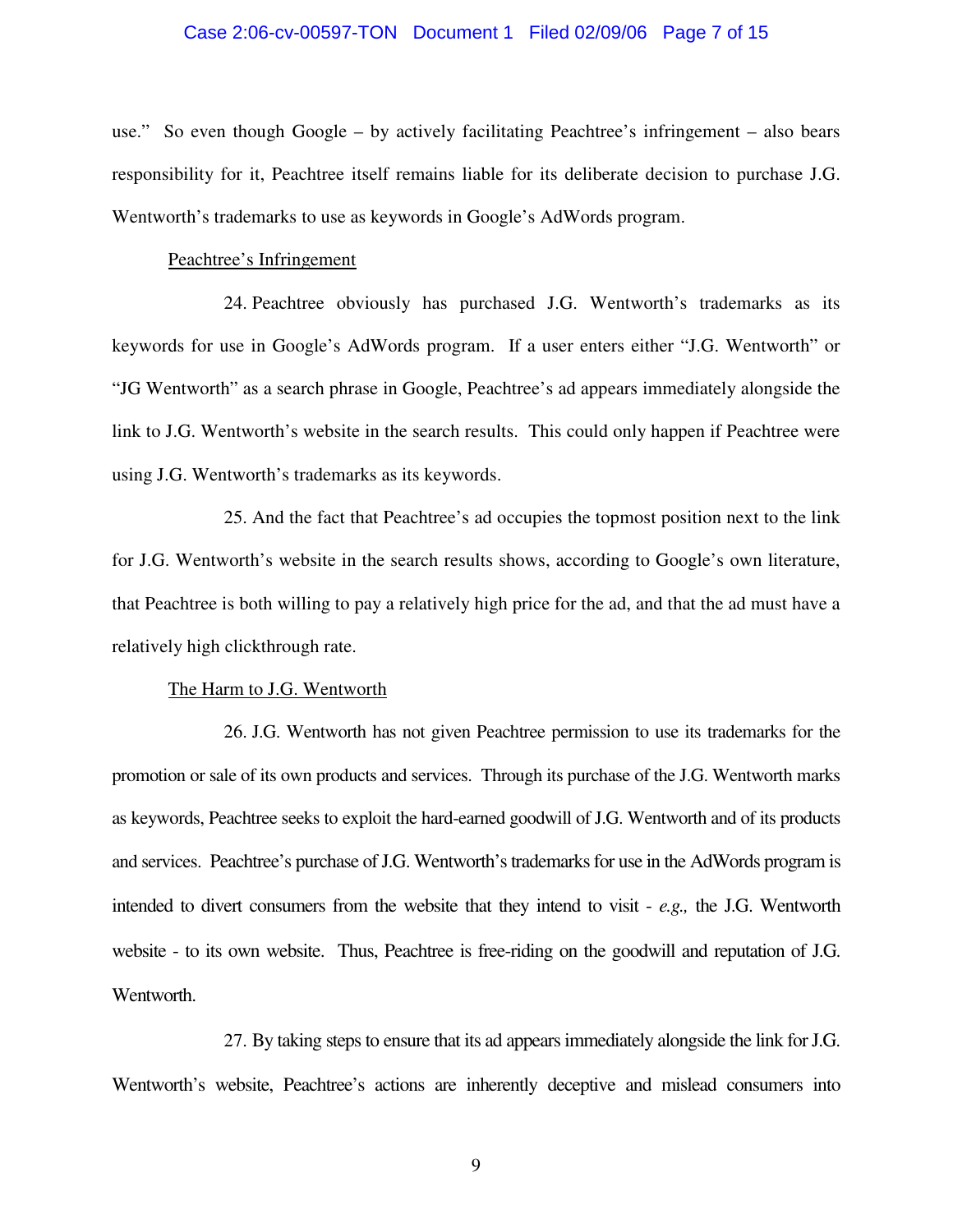use." So even though Google – by actively facilitating Peachtree's infringement – also bears responsibility for it, Peachtree itself remains liable for its deliberate decision to purchase J.G. Wentworth's trademarks to use as keywords in Google's AdWords program.

<u>Peachtree's Infringement</u>

24. Peachtree obviously has purchased J.G. Wentworth's trademarks as its keywords for use in Google's AdWords program. If a user enters either "J.G. Wentworth" or "JG Wentworth" as a search phrase in Google, Peachtree's ad appears immediately alongside the link to J.G. Wentworth's website in the search results. This could only happen if Peachtree were using J.G. Wentworth's trademarks as its keywords.

25. And the fact that Peachtree's ad occupies the topmost position next to the link for J.G. Wentworth's website in the search results shows, according to Google's own literature, that Peachtree is both willing to pay a relatively high price for the ad, and that the ad must have a relatively high clickthrough rate.

<u>The Harm to J.G. Wentworth</u>

26. J.G. Wentworth has not given Peachtree permission to use its trademarks for the promotion or sale of its own products and services. Through its purchase of the J.G. Wentworth marks as keywords, Peachtree seeks to exploit the hard-earned goodwill of J.G. Wentworth and of its products and services. Peachtree's purchase of J.G. Wentworth's trademarks for use in the AdWords program is intended to divert consumers from the website that they intend to visit - *e.g.,* the J.G. Wentworth website - to its own website. Thus, Peachtree is free-riding on the goodwill and reputation of J.G. Wentworth.

27. By taking steps to ensure that its ad appears immediately alongside the link for J.G. Wentworth's website, Peachtree's actions are inherently deceptive and mislead consumers into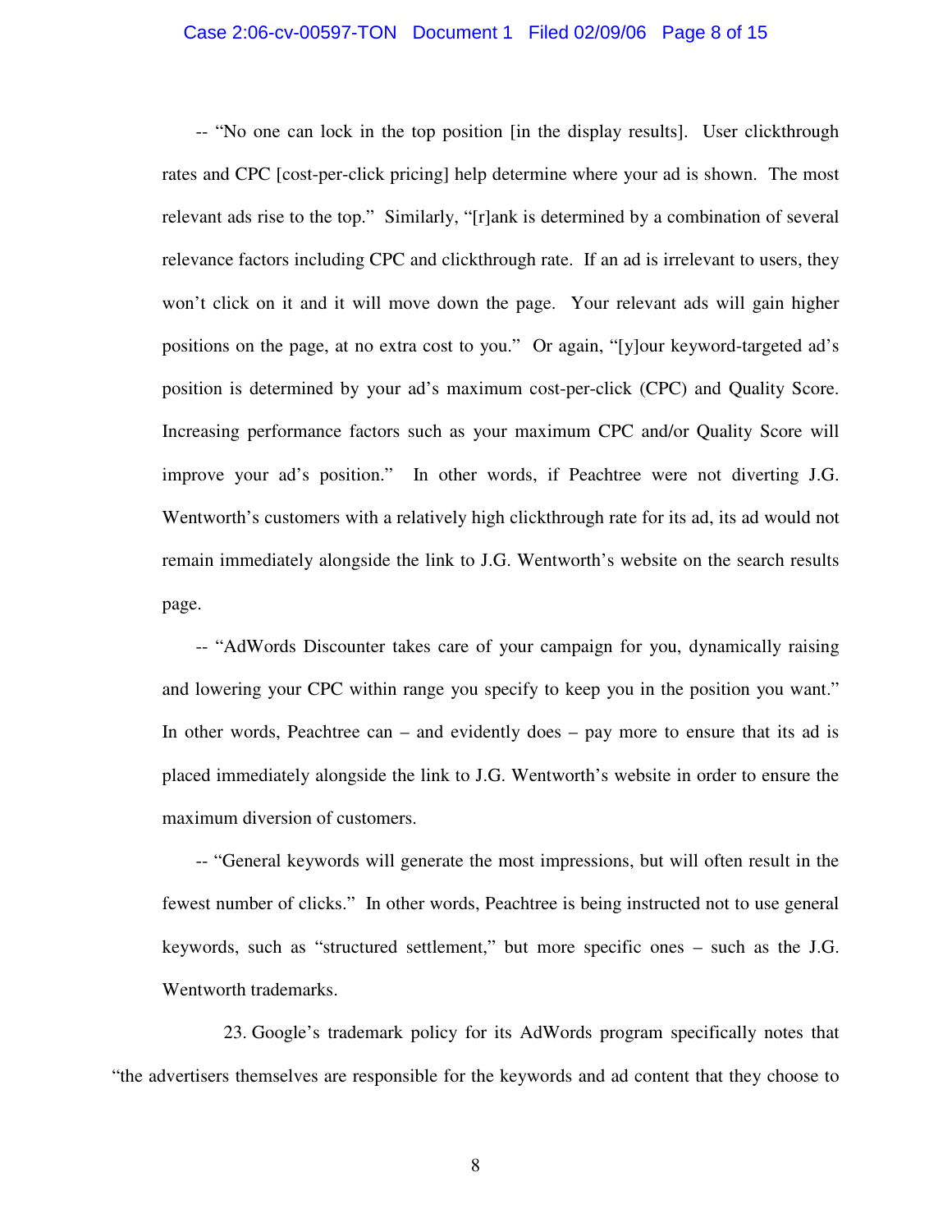-- "No one can lock in the top position [in the display results]. User clickthrough rates and CPC [cost-per-click pricing] help determine where your ad is shown. The most relevant ads rise to the top." Similarly, "[r]ank is determined by a combination of several relevance factors including CPC and clickthrough rate. If an ad is irrelevant to users, they won't click on it and it will move down the page. Your relevant ads will gain higher positions on the page, at no extra cost to you." Or again, "[y]our keyword-targeted ad's position is determined by your ad's maximum cost-per-click (CPC) and Quality Score. Increasing performance factors such as your maximum CPC and/or Quality Score will improve your ad's position." In other words, if Peachtree were not diverting J.G. Wentworth's customers with a relatively high clickthrough rate for its ad, its ad would not remain immediately alongside the link to J.G. Wentworth's website on the search results page.

-- "AdWords Discounter takes care of your campaign for you, dynamically raising and lowering your CPC within range you specify to keep you in the position you want." In other words, Peachtree can – and evidently does – pay more to ensure that its ad is placed immediately alongside the link to J.G. Wentworth's website in order to ensure the maximum diversion of customers.

-- "General keywords will generate the most impressions, but will often result in the fewest number of clicks." In other words, Peachtree is being instructed not to use general keywords, such as "structured settlement," but more specific ones – such as the J.G. Wentworth trademarks.

23. Google's trademark policy for its AdWords program specifically notes that "the advertisers themselves are responsible for the keywords and ad content that they choose to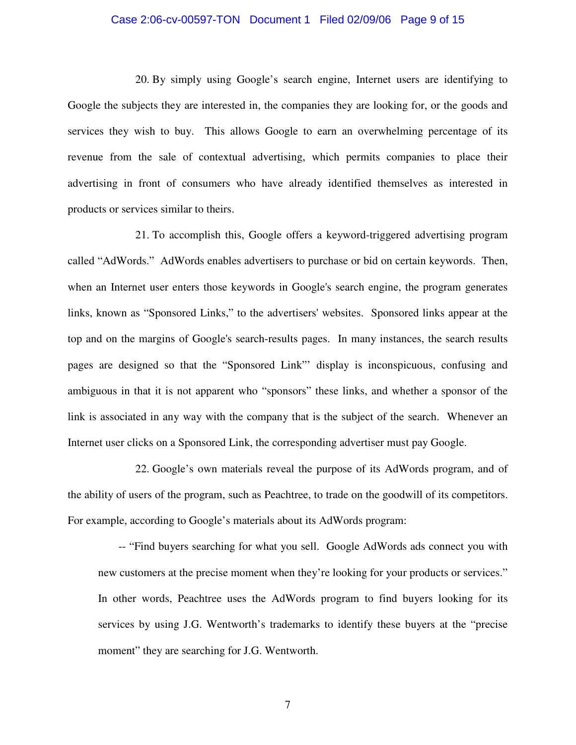20. By simply using Google's search engine, Internet users are identifying to Google the subjects they are interested in, the companies they are looking for, or the goods and services they wish to buy. This allows Google to earn an overwhelming percentage of its revenue from the sale of contextual advertising, which permits companies to place their advertising in front of consumers who have already identified themselves as interested in products or services similar to theirs.

21. To accomplish this, Google offers a keyword-triggered advertising program called "AdWords." AdWords enables advertisers to purchase or bid on certain keywords. Then, when an Internet user enters those keywords in Google's search engine, the program generates links, known as "Sponsored Links," to the advertisers' websites. Sponsored links appear at the top and on the margins of Google's search-results pages. In many instances, the search results pages are designed so that the "Sponsored Link"' display is inconspicuous, confusing and ambiguous in that it is not apparent who "sponsors" these links, and whether a sponsor of the link is associated in any way with the company that is the subject of the search. Whenever an Internet user clicks on a Sponsored Link, the corresponding advertiser must pay Google.

22. Google's own materials reveal the purpose of its AdWords program, and of the ability of users of the program, such as Peachtree, to trade on the goodwill of its competitors. For example, according to Google's materials about its AdWords program:

> -- "Find buyers searching for what you sell. Google AdWords ads connect you with new customers at the precise moment when they're looking for your products or services." In other words, Peachtree uses the AdWords program to find buyers looking for its services by using J.G. Wentworth's trademarks to identify these buyers at the "precise moment" they are searching for J.G. Wentworth.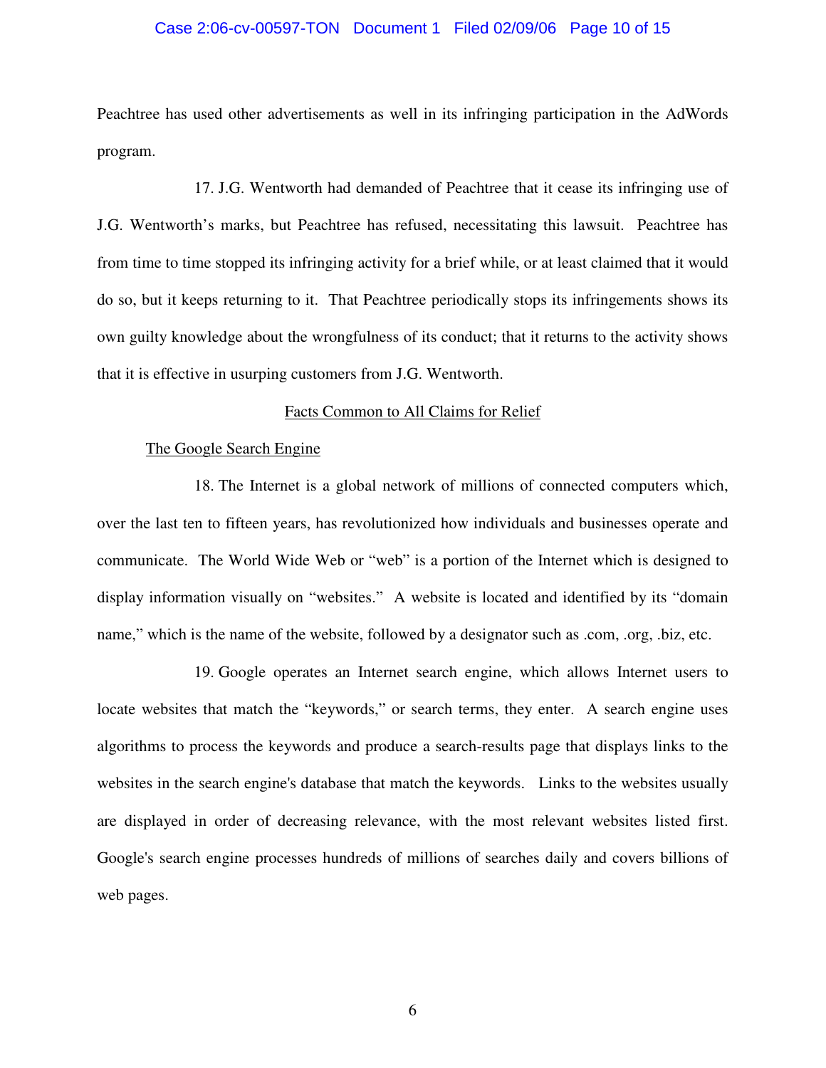Peachtree has used other advertisements as well in its infringing participation in the AdWords program.

17. J.G. Wentworth had demanded of Peachtree that it cease its infringing use of J.G. Wentworth's marks, but Peachtree has refused, necessitating this lawsuit. Peachtree has from time to time stopped its infringing activity for a brief while, or at least claimed that it would do so, but it keeps returning to it. That Peachtree periodically stops its infringements shows its own guilty knowledge about the wrongfulness of its conduct; that it returns to the activity shows that it is effective in usurping customers from J.G. Wentworth.

## Facts Common to All Claims for Relief

### The Google Search Engine

18. The Internet is a global network of millions of connected computers which, over the last ten to fifteen years, has revolutionized how individuals and businesses operate and communicate. The World Wide Web or "web" is a portion of the Internet which is designed to display information visually on "websites." A website is located and identified by its "domain name," which is the name of the website, followed by a designator such as .com, .org, .biz, etc.

19. Google operates an Internet search engine, which allows Internet users to locate websites that match the "keywords," or search terms, they enter. A search engine uses algorithms to process the keywords and produce a search-results page that displays links to the websites in the search engine's database that match the keywords. Links to the websites usually are displayed in order of decreasing relevance, with the most relevant websites listed first. Google's search engine processes hundreds of millions of searches daily and covers billions of web pages.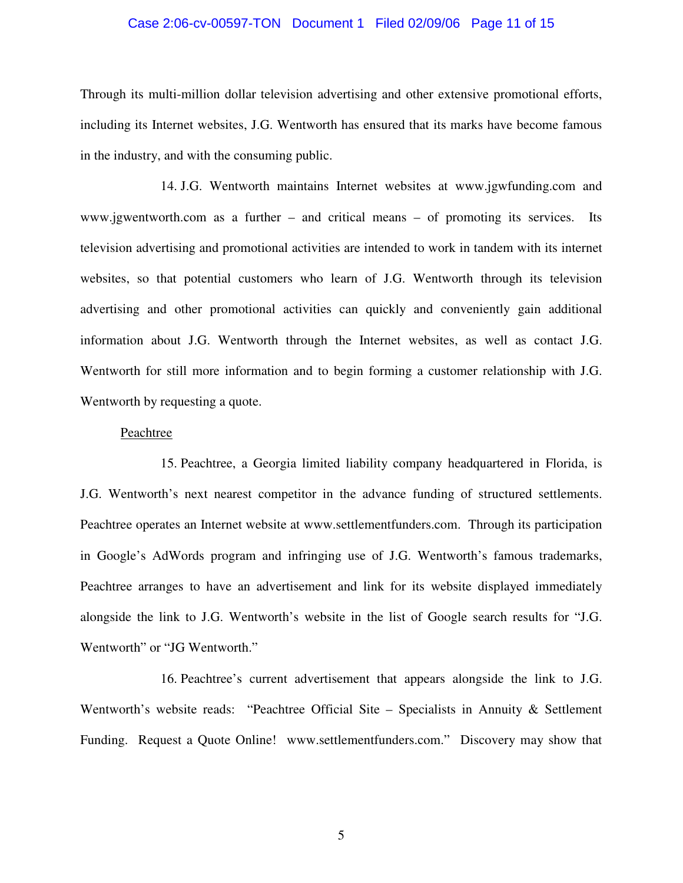Through its multi-million dollar television advertising and other extensive promotional efforts, including its Internet websites, J.G. Wentworth has ensured that its marks have become famous in the industry, and with the consuming public.

14. J.G. Wentworth maintains Internet websites at www.jgwfunding.com and www.jgwentworth.com as a further – and critical means – of promoting its services. Its television advertising and promotional activities are intended to work in tandem with its internet websites, so that potential customers who learn of J.G. Wentworth through its television advertising and other promotional activities can quickly and conveniently gain additional information about J.G. Wentworth through the Internet websites, as well as contact J.G. Wentworth for still more information and to begin forming a customer relationship with J.G. Wentworth by requesting a quote.

<u>Peachtree</u>

15. Peachtree, a Georgia limited liability company headquartered in Florida, is J.G. Wentworth's next nearest competitor in the advance funding of structured settlements. Peachtree operates an Internet website at www.settlementfunders.com. Through its participation in Google's AdWords program and infringing use of J.G. Wentworth's famous trademarks, Peachtree arranges to have an advertisement and link for its website displayed immediately alongside the link to J.G. Wentworth's website in the list of Google search results for "J.G. Wentworth" or "JG Wentworth."

16. Peachtree's current advertisement that appears alongside the link to J.G. Wentworth's website reads: "Peachtree Official Site – Specialists in Annuity & Settlement Funding. Request a Quote Online! www.settlementfunders.com." Discovery may show that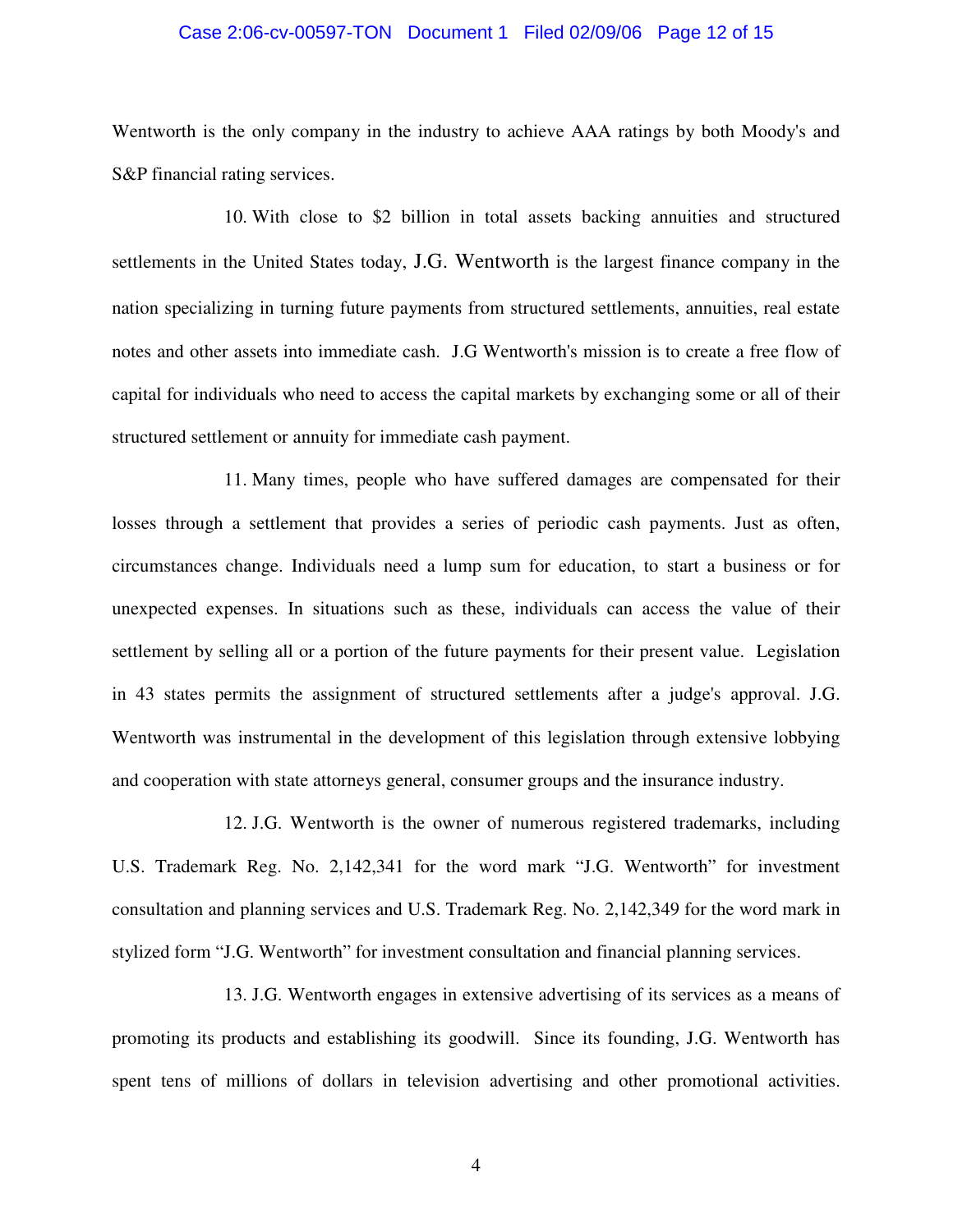Wentworth is the only company in the industry to achieve AAA ratings by both Moody's and S&P financial rating services.

10. With close to $2 billion in total assets backing annuities and structured settlements in the United States today, J.G. Wentworth is the largest finance company in the nation specializing in turning future payments from structured settlements, annuities, real estate notes and other assets into immediate cash. J.G Wentworth's mission is to create a free flow of capital for individuals who need to access the capital markets by exchanging some or all of their structured settlement or annuity for immediate cash payment.

11. Many times, people who have suffered damages are compensated for their losses through a settlement that provides a series of periodic cash payments. Just as often, circumstances change. Individuals need a lump sum for education, to start a business or for unexpected expenses. In situations such as these, individuals can access the value of their settlement by selling all or a portion of the future payments for their present value. Legislation in 43 states permits the assignment of structured settlements after a judge's approval. J.G. Wentworth was instrumental in the development of this legislation through extensive lobbying and cooperation with state attorneys general, consumer groups and the insurance industry.

12. J.G. Wentworth is the owner of numerous registered trademarks, including U.S. Trademark Reg. No. 2,142,341 for the word mark "J.G. Wentworth" for investment consultation and planning services and U.S. Trademark Reg. No. 2,142,349 for the word mark in stylized form "J.G. Wentworth" for investment consultation and financial planning services.

13. J.G. Wentworth engages in extensive advertising of its services as a means of promoting its products and establishing its goodwill. Since its founding, J.G. Wentworth has spent tens of millions of dollars in television advertising and other promotional activities.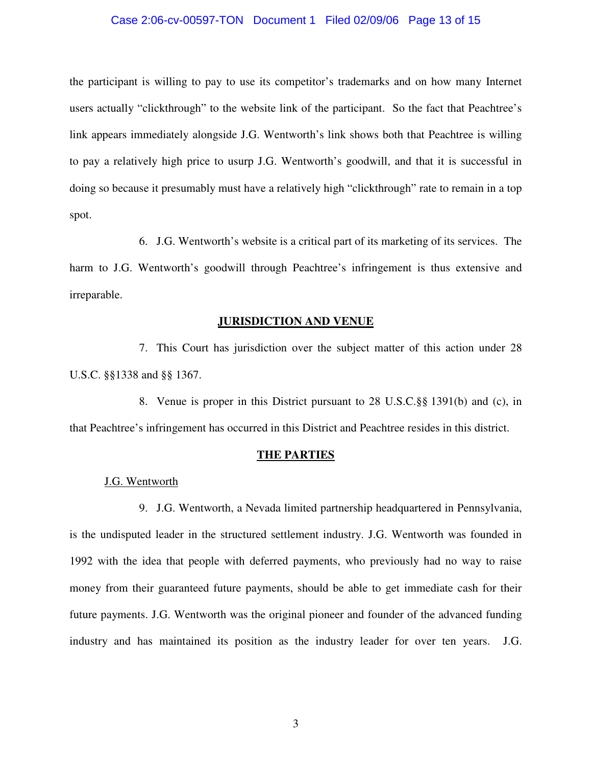the participant is willing to pay to use its competitor's trademarks and on how many Internet users actually "clickthrough" to the website link of the participant. So the fact that Peachtree's link appears immediately alongside J.G. Wentworth's link shows both that Peachtree is willing to pay a relatively high price to usurp J.G. Wentworth's goodwill, and that it is successful in doing so because it presumably must have a relatively high "clickthrough" rate to remain in a top spot.

6. J.G. Wentworth's website is a critical part of its marketing of its services. The harm to J.G. Wentworth's goodwill through Peachtree's infringement is thus extensive and irreparable.

## JURISDICTION AND VENUE

7. This Court has jurisdiction over the subject matter of this action under 28 U.S.C. §§1338 and §§ 1367.

8. Venue is proper in this District pursuant to 28 U.S.C.§§ 1391(b) and (c), in that Peachtree's infringement has occurred in this District and Peachtree resides in this district.

## THE PARTIES

### J.G. Wentworth

9. J.G. Wentworth, a Nevada limited partnership headquartered in Pennsylvania, is the undisputed leader in the structured settlement industry. J.G. Wentworth was founded in 1992 with the idea that people with deferred payments, who previously had no way to raise money from their guaranteed future payments, should be able to get immediate cash for their future payments. J.G. Wentworth was the original pioneer and founder of the advanced funding industry and has maintained its position as the industry leader for over ten years. J.G.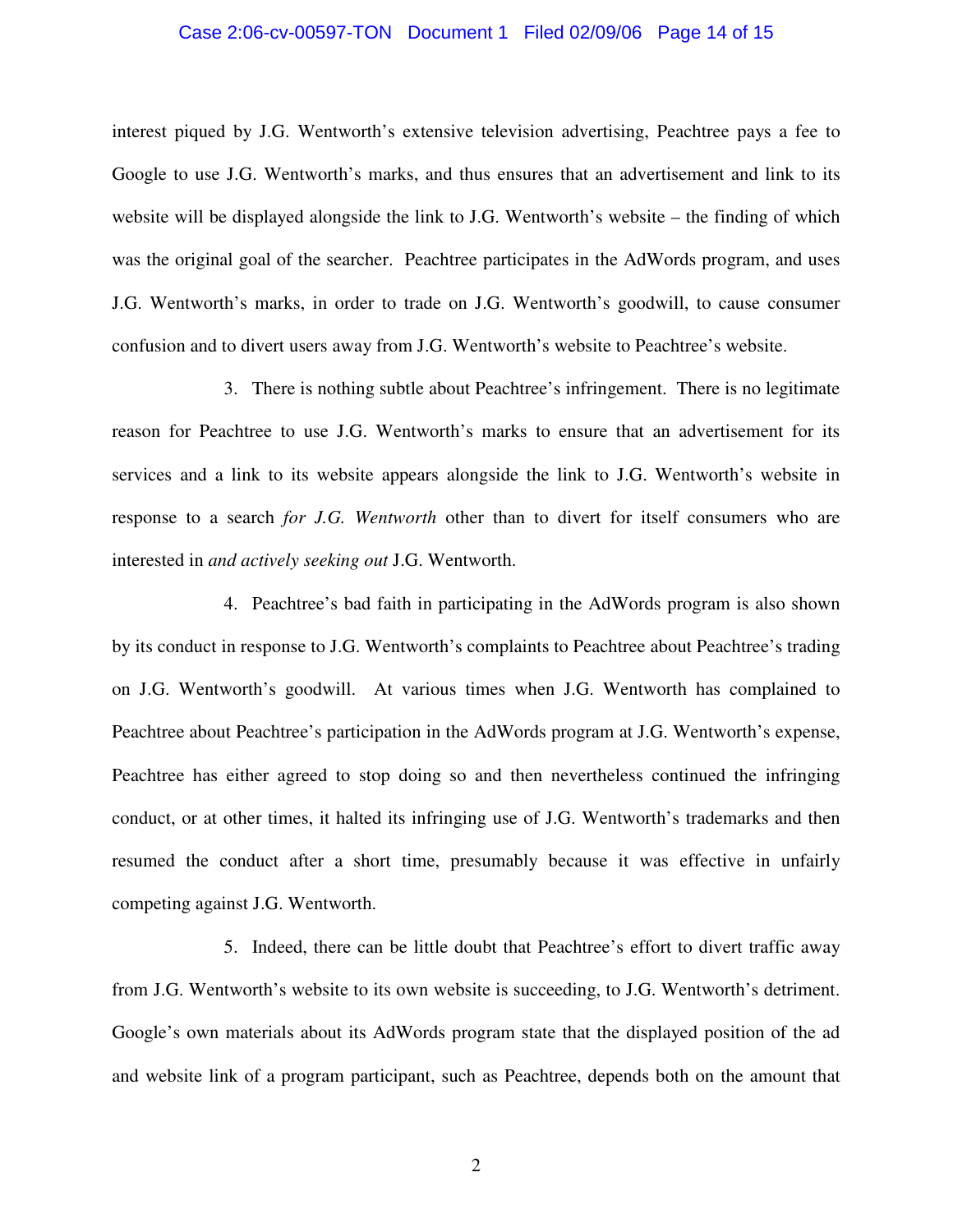interest piqued by J.G. Wentworth's extensive television advertising, Peachtree pays a fee to Google to use J.G. Wentworth's marks, and thus ensures that an advertisement and link to its website will be displayed alongside the link to J.G. Wentworth's website – the finding of which was the original goal of the searcher. Peachtree participates in the AdWords program, and uses J.G. Wentworth's marks, in order to trade on J.G. Wentworth's goodwill, to cause consumer confusion and to divert users away from J.G. Wentworth's website to Peachtree's website.

3. There is nothing subtle about Peachtree's infringement. There is no legitimate reason for Peachtree to use J.G. Wentworth's marks to ensure that an advertisement for its services and a link to its website appears alongside the link to J.G. Wentworth's website in response to a search *for J.G. Wentworth* other than to divert for itself consumers who are interested in *and actively seeking out* J.G. Wentworth.

4. Peachtree's bad faith in participating in the AdWords program is also shown by its conduct in response to J.G. Wentworth's complaints to Peachtree about Peachtree's trading on J.G. Wentworth's goodwill. At various times when J.G. Wentworth has complained to Peachtree about Peachtree's participation in the AdWords program at J.G. Wentworth's expense, Peachtree has either agreed to stop doing so and then nevertheless continued the infringing conduct, or at other times, it halted its infringing use of J.G. Wentworth's trademarks and then resumed the conduct after a short time, presumably because it was effective in unfairly competing against J.G. Wentworth.

5. Indeed, there can be little doubt that Peachtree's effort to divert traffic away from J.G. Wentworth's website to its own website is succeeding, to J.G. Wentworth's detriment. Google's own materials about its AdWords program state that the displayed position of the ad and website link of a program participant, such as Peachtree, depends both on the amount that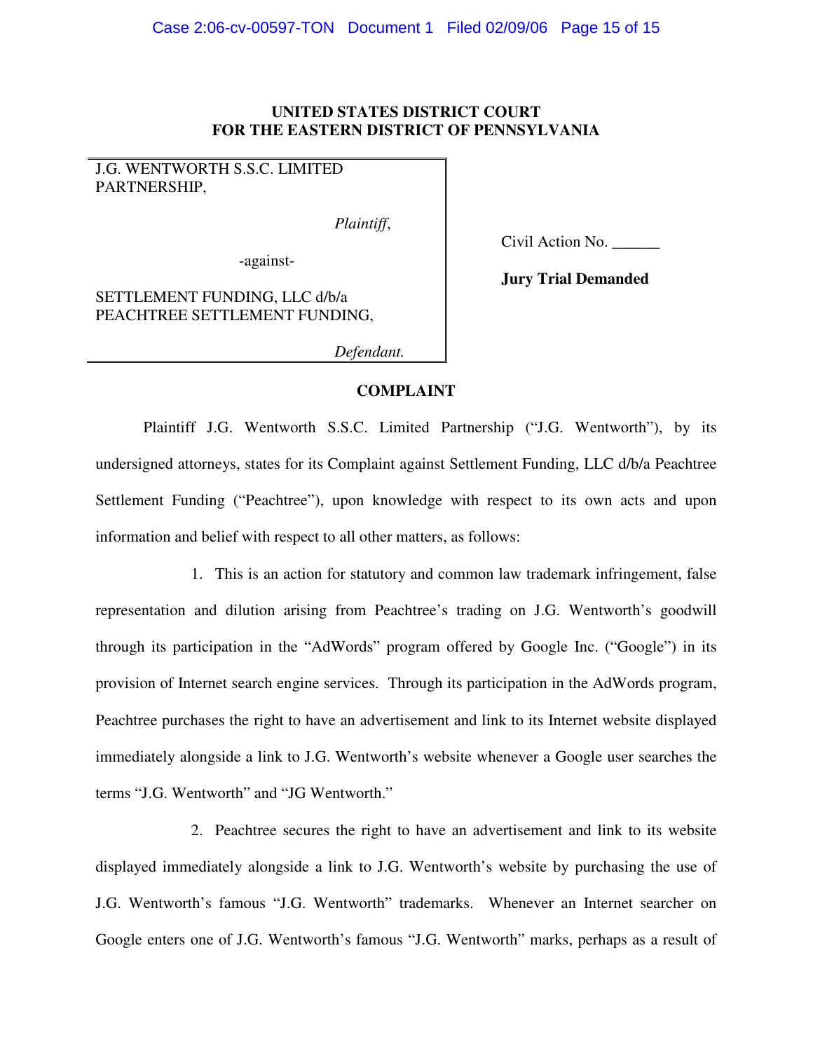**UNITED STATES DISTRICT COURT**
**FOR THE EASTERN DISTRICT OF PENNSYLVANIA**

| | |
|---|---|
| J.G. WENTWORTH S.S.C. LIMITED PARTNERSHIP,<br><br>*Plaintiff*,<br><br>-against-<br><br>SETTLEMENT FUNDING, LLC d/b/a PEACHTREE SETTLEMENT FUNDING,<br><br>*Defendant.* | Civil Action No. ______<br><br>**Jury Trial Demanded** |

**COMPLAINT**

Plaintiff J.G. Wentworth S.S.C. Limited Partnership ("J.G. Wentworth"), by its undersigned attorneys, states for its Complaint against Settlement Funding, LLC d/b/a Peachtree Settlement Funding ("Peachtree"), upon knowledge with respect to its own acts and upon information and belief with respect to all other matters, as follows:

1. This is an action for statutory and common law trademark infringement, false representation and dilution arising from Peachtree's trading on J.G. Wentworth's goodwill through its participation in the "AdWords" program offered by Google Inc. ("Google") in its provision of Internet search engine services. Through its participation in the AdWords program, Peachtree purchases the right to have an advertisement and link to its Internet website displayed immediately alongside a link to J.G. Wentworth's website whenever a Google user searches the terms "J.G. Wentworth" and "JG Wentworth."

2. Peachtree secures the right to have an advertisement and link to its website displayed immediately alongside a link to J.G. Wentworth's website by purchasing the use of J.G. Wentworth's famous "J.G. Wentworth" trademarks. Whenever an Internet searcher on Google enters one of J.G. Wentworth's famous "J.G. Wentworth" marks, perhaps as a result of